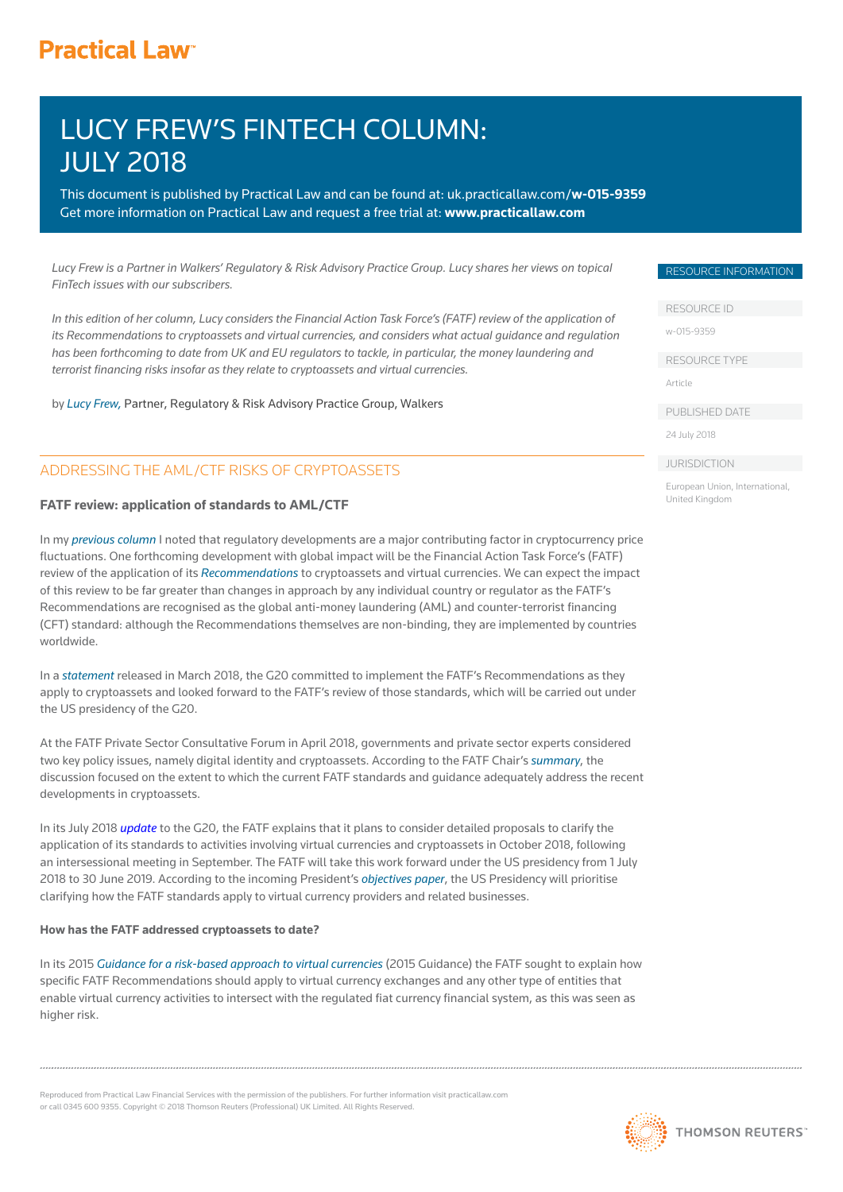# LUCY FREW'S FINTECH COLUMN: JULY 2018

This document is published by Practical Law and can be found at: uk.practicallaw.com/**w-015-9359**
Get more information on Practical Law and request a free trial at: **www.practicallaw.com**

*Lucy Frew is a Partner in Walkers' Regulatory & Risk Advisory Practice Group. Lucy shares her views on topical FinTech issues with our subscribers.*

*In this edition of her column, Lucy considers the Financial Action Task Force's (FATF) review of the application of its Recommendations to cryptoassets and virtual currencies, and considers what actual guidance and regulation has been forthcoming to date from UK and EU regulators to tackle, in particular, the money laundering and terrorist financing risks insofar as they relate to cryptoassets and virtual currencies.*

by *Lucy Frew*, Partner, Regulatory & Risk Advisory Practice Group, Walkers

RESOURCE INFORMATION

RESOURCE ID

w-015-9359

RESOURCE TYPE

Article

PUBLISHED DATE

24 July 2018

JURISDICTION

European Union, International, United Kingdom

## ADDRESSING THE AML/CTF RISKS OF CRYPTOASSETS

### FATF review: application of standards to AML/CTF

In my *previous column* I noted that regulatory developments are a major contributing factor in cryptocurrency price fluctuations. One forthcoming development with global impact will be the Financial Action Task Force's (FATF) review of the application of its *Recommendations* to cryptoassets and virtual currencies. We can expect the impact of this review to be far greater than changes in approach by any individual country or regulator as the FATF's Recommendations are recognised as the global anti-money laundering (AML) and counter-terrorist financing (CFT) standard: although the Recommendations themselves are non-binding, they are implemented by countries worldwide.

In a *statement* released in March 2018, the G20 committed to implement the FATF's Recommendations as they apply to cryptoassets and looked forward to the FATF's review of those standards, which will be carried out under the US presidency of the G20.

At the FATF Private Sector Consultative Forum in April 2018, governments and private sector experts considered two key policy issues, namely digital identity and cryptoassets. According to the FATF Chair's *summary*, the discussion focused on the extent to which the current FATF standards and guidance adequately address the recent developments in cryptoassets.

In its July 2018 *update* to the G20, the FATF explains that it plans to consider detailed proposals to clarify the application of its standards to activities involving virtual currencies and cryptoassets in October 2018, following an intersessional meeting in September. The FATF will take this work forward under the US presidency from 1 July 2018 to 30 June 2019. According to the incoming President's *objectives paper*, the US Presidency will prioritise clarifying how the FATF standards apply to virtual currency providers and related businesses.

**How has the FATF addressed cryptoassets to date?**

In its 2015 *Guidance for a risk-based approach to virtual currencies* (2015 Guidance) the FATF sought to explain how specific FATF Recommendations should apply to virtual currency exchanges and any other type of entities that enable virtual currency activities to intersect with the regulated fiat currency financial system, as this was seen as higher risk.

Reproduced from Practical Law Financial Services with the permission of the publishers. For further information visit practicallaw.com or call 0345 600 9355. Copyright © 2018 Thomson Reuters (Professional) UK Limited. All Rights Reserved.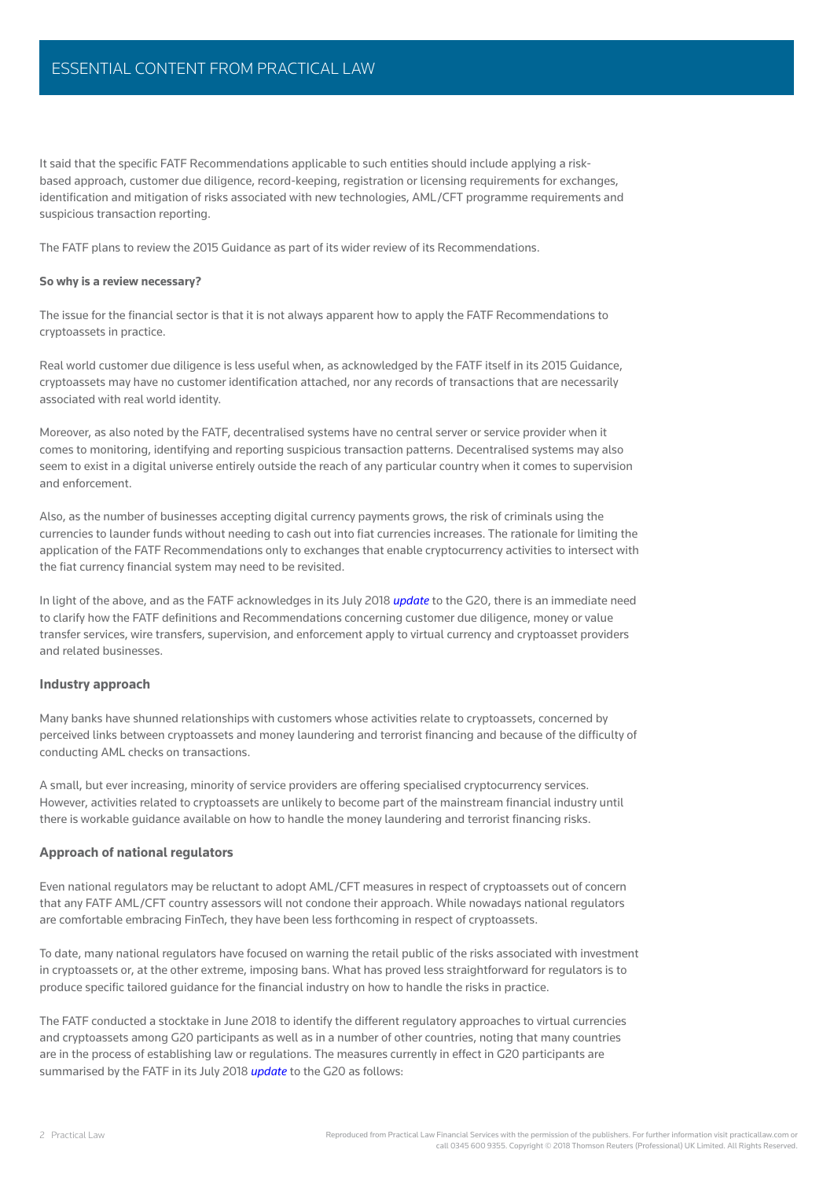It said that the specific FATF Recommendations applicable to such entities should include applying a risk-based approach, customer due diligence, record-keeping, registration or licensing requirements for exchanges, identification and mitigation of risks associated with new technologies, AML/CFT programme requirements and suspicious transaction reporting.

The FATF plans to review the 2015 Guidance as part of its wider review of its Recommendations.

**So why is a review necessary?**

The issue for the financial sector is that it is not always apparent how to apply the FATF Recommendations to cryptoassets in practice.

Real world customer due diligence is less useful when, as acknowledged by the FATF itself in its 2015 Guidance, cryptoassets may have no customer identification attached, nor any records of transactions that are necessarily associated with real world identity.

Moreover, as also noted by the FATF, decentralised systems have no central server or service provider when it comes to monitoring, identifying and reporting suspicious transaction patterns. Decentralised systems may also seem to exist in a digital universe entirely outside the reach of any particular country when it comes to supervision and enforcement.

Also, as the number of businesses accepting digital currency payments grows, the risk of criminals using the currencies to launder funds without needing to cash out into fiat currencies increases. The rationale for limiting the application of the FATF Recommendations only to exchanges that enable cryptocurrency activities to intersect with the fiat currency financial system may need to be revisited.

In light of the above, and as the FATF acknowledges in its July 2018 *update* to the G20, there is an immediate need to clarify how the FATF definitions and Recommendations concerning customer due diligence, money or value transfer services, wire transfers, supervision, and enforcement apply to virtual currency and cryptoasset providers and related businesses.

## Industry approach

Many banks have shunned relationships with customers whose activities relate to cryptoassets, concerned by perceived links between cryptoassets and money laundering and terrorist financing and because of the difficulty of conducting AML checks on transactions.

A small, but ever increasing, minority of service providers are offering specialised cryptocurrency services. However, activities related to cryptoassets are unlikely to become part of the mainstream financial industry until there is workable guidance available on how to handle the money laundering and terrorist financing risks.

## Approach of national regulators

Even national regulators may be reluctant to adopt AML/CFT measures in respect of cryptoassets out of concern that any FATF AML/CFT country assessors will not condone their approach. While nowadays national regulators are comfortable embracing FinTech, they have been less forthcoming in respect of cryptoassets.

To date, many national regulators have focused on warning the retail public of the risks associated with investment in cryptoassets or, at the other extreme, imposing bans. What has proved less straightforward for regulators is to produce specific tailored guidance for the financial industry on how to handle the risks in practice.

The FATF conducted a stocktake in June 2018 to identify the different regulatory approaches to virtual currencies and cryptoassets among G20 participants as well as in a number of other countries, noting that many countries are in the process of establishing law or regulations. The measures currently in effect in G20 participants are summarised by the FATF in its July 2018 *update* to the G20 as follows: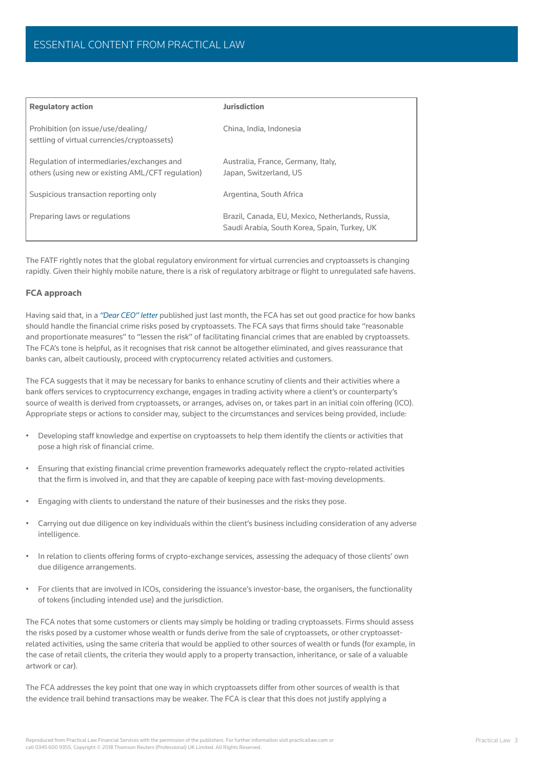| Regulatory action | Jurisdiction |
|---|---|
| Prohibition (on issue/use/dealing/settling of virtual currencies/cryptoassets) | China, India, Indonesia |
| Regulation of intermediaries/exchanges and others (using new or existing AML/CFT regulation) | Australia, France, Germany, Italy, Japan, Switzerland, US |
| Suspicious transaction reporting only | Argentina, South Africa |
| Preparing laws or regulations | Brazil, Canada, EU, Mexico, Netherlands, Russia, Saudi Arabia, South Korea, Spain, Turkey, UK |

The FATF rightly notes that the global regulatory environment for virtual currencies and cryptoassets is changing rapidly. Given their highly mobile nature, there is a risk of regulatory arbitrage or flight to unregulated safe havens.

### FCA approach

Having said that, in a *"Dear CEO" letter* published just last month, the FCA has set out good practice for how banks should handle the financial crime risks posed by cryptoassets. The FCA says that firms should take "reasonable and proportionate measures" to "lessen the risk" of facilitating financial crimes that are enabled by cryptoassets. The FCA's tone is helpful, as it recognises that risk cannot be altogether eliminated, and gives reassurance that banks can, albeit cautiously, proceed with cryptocurrency related activities and customers.

The FCA suggests that it may be necessary for banks to enhance scrutiny of clients and their activities where a bank offers services to cryptocurrency exchange, engages in trading activity where a client's or counterparty's source of wealth is derived from cryptoassets, or arranges, advises on, or takes part in an initial coin offering (ICO). Appropriate steps or actions to consider may, subject to the circumstances and services being provided, include:

- Developing staff knowledge and expertise on cryptoassets to help them identify the clients or activities that pose a high risk of financial crime.
- Ensuring that existing financial crime prevention frameworks adequately reflect the crypto-related activities that the firm is involved in, and that they are capable of keeping pace with fast-moving developments.
- Engaging with clients to understand the nature of their businesses and the risks they pose.
- Carrying out due diligence on key individuals within the client's business including consideration of any adverse intelligence.
- In relation to clients offering forms of crypto-exchange services, assessing the adequacy of those clients' own due diligence arrangements.
- For clients that are involved in ICOs, considering the issuance's investor-base, the organisers, the functionality of tokens (including intended use) and the jurisdiction.

The FCA notes that some customers or clients may simply be holding or trading cryptoassets. Firms should assess the risks posed by a customer whose wealth or funds derive from the sale of cryptoassets, or other cryptoasset-related activities, using the same criteria that would be applied to other sources of wealth or funds (for example, in the case of retail clients, the criteria they would apply to a property transaction, inheritance, or sale of a valuable artwork or car).

The FCA addresses the key point that one way in which cryptoassets differ from other sources of wealth is that the evidence trail behind transactions may be weaker. The FCA is clear that this does not justify applying a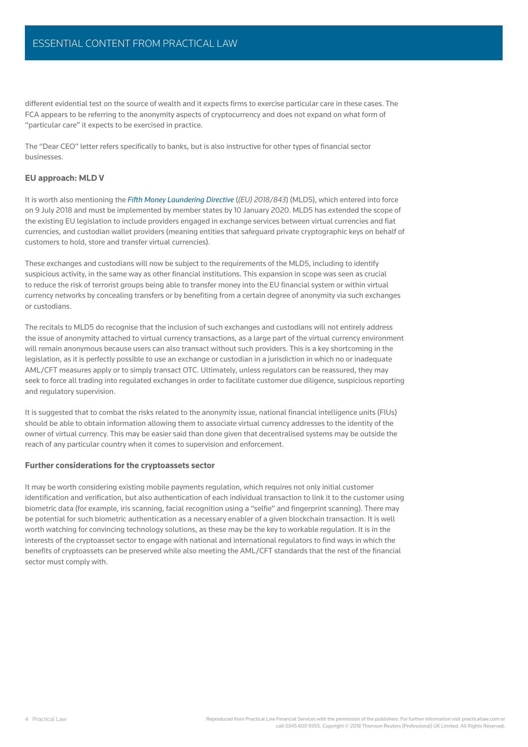different evidential test on the source of wealth and it expects firms to exercise particular care in these cases. The FCA appears to be referring to the anonymity aspects of cryptocurrency and does not expand on what form of "particular care" it expects to be exercised in practice.

The "Dear CEO" letter refers specifically to banks, but is also instructive for other types of financial sector businesses.

### EU approach: MLD V

It is worth also mentioning the *Fifth Money Laundering Directive* (*(EU) 2018/843*) (MLD5), which entered into force on 9 July 2018 and must be implemented by member states by 10 January 2020. MLD5 has extended the scope of the existing EU legislation to include providers engaged in exchange services between virtual currencies and fiat currencies, and custodian wallet providers (meaning entities that safeguard private cryptographic keys on behalf of customers to hold, store and transfer virtual currencies).

These exchanges and custodians will now be subject to the requirements of the MLD5, including to identify suspicious activity, in the same way as other financial institutions. This expansion in scope was seen as crucial to reduce the risk of terrorist groups being able to transfer money into the EU financial system or within virtual currency networks by concealing transfers or by benefiting from a certain degree of anonymity via such exchanges or custodians.

The recitals to MLD5 do recognise that the inclusion of such exchanges and custodians will not entirely address the issue of anonymity attached to virtual currency transactions, as a large part of the virtual currency environment will remain anonymous because users can also transact without such providers. This is a key shortcoming in the legislation, as it is perfectly possible to use an exchange or custodian in a jurisdiction in which no or inadequate AML/CFT measures apply or to simply transact OTC. Ultimately, unless regulators can be reassured, they may seek to force all trading into regulated exchanges in order to facilitate customer due diligence, suspicious reporting and regulatory supervision.

It is suggested that to combat the risks related to the anonymity issue, national financial intelligence units (FIUs) should be able to obtain information allowing them to associate virtual currency addresses to the identity of the owner of virtual currency. This may be easier said than done given that decentralised systems may be outside the reach of any particular country when it comes to supervision and enforcement.

### Further considerations for the cryptoassets sector

It may be worth considering existing mobile payments regulation, which requires not only initial customer identification and verification, but also authentication of each individual transaction to link it to the customer using biometric data (for example, iris scanning, facial recognition using a "selfie" and fingerprint scanning). There may be potential for such biometric authentication as a necessary enabler of a given blockchain transaction. It is well worth watching for convincing technology solutions, as these may be the key to workable regulation. It is in the interests of the cryptoasset sector to engage with national and international regulators to find ways in which the benefits of cryptoassets can be preserved while also meeting the AML/CFT standards that the rest of the financial sector must comply with.